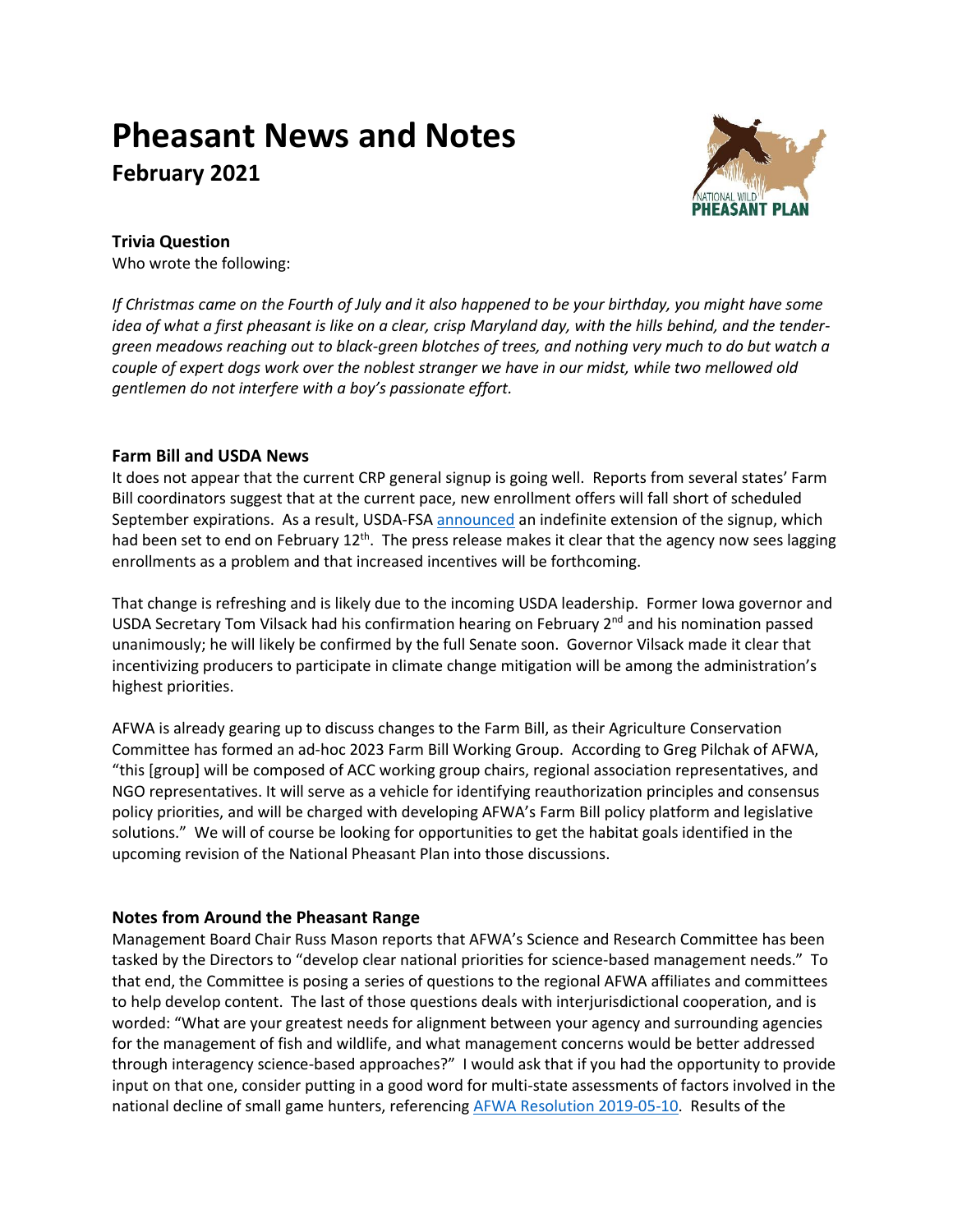# Pheasant News and Notes

## February 2021

### Trivia Question

Who wrote the following:

*If Christmas came on the Fourth of July and it also happened to be your birthday, you might have some idea of what a first pheasant is like on a clear, crisp Maryland day, with the hills behind, and the tender-green meadows reaching out to black-green blotches of trees, and nothing very much to do but watch a couple of expert dogs work over the noblest stranger we have in our midst, while two mellowed old gentlemen do not interfere with a boy's passionate effort.*

### Farm Bill and USDA News

It does not appear that the current CRP general signup is going well. Reports from several states' Farm Bill coordinators suggest that at the current pace, new enrollment offers will fall short of scheduled September expirations. As a result, USDA-FSA announced an indefinite extension of the signup, which had been set to end on February 12th. The press release makes it clear that the agency now sees lagging enrollments as a problem and that increased incentives will be forthcoming.

That change is refreshing and is likely due to the incoming USDA leadership. Former Iowa governor and USDA Secretary Tom Vilsack had his confirmation hearing on February 2nd and his nomination passed unanimously; he will likely be confirmed by the full Senate soon. Governor Vilsack made it clear that incentivizing producers to participate in climate change mitigation will be among the administration's highest priorities.

AFWA is already gearing up to discuss changes to the Farm Bill, as their Agriculture Conservation Committee has formed an ad-hoc 2023 Farm Bill Working Group. According to Greg Pilchak of AFWA, "this [group] will be composed of ACC working group chairs, regional association representatives, and NGO representatives. It will serve as a vehicle for identifying reauthorization principles and consensus policy priorities, and will be charged with developing AFWA's Farm Bill policy platform and legislative solutions." We will of course be looking for opportunities to get the habitat goals identified in the upcoming revision of the National Pheasant Plan into those discussions.

### Notes from Around the Pheasant Range

Management Board Chair Russ Mason reports that AFWA's Science and Research Committee has been tasked by the Directors to "develop clear national priorities for science-based management needs." To that end, the Committee is posing a series of questions to the regional AFWA affiliates and committees to help develop content. The last of those questions deals with interjurisdictional cooperation, and is worded: "What are your greatest needs for alignment between your agency and surrounding agencies for the management of fish and wildlife, and what management concerns would be better addressed through interagency science-based approaches?" I would ask that if you had the opportunity to provide input on that one, consider putting in a good word for multi-state assessments of factors involved in the national decline of small game hunters, referencing AFWA Resolution 2019-05-10. Results of the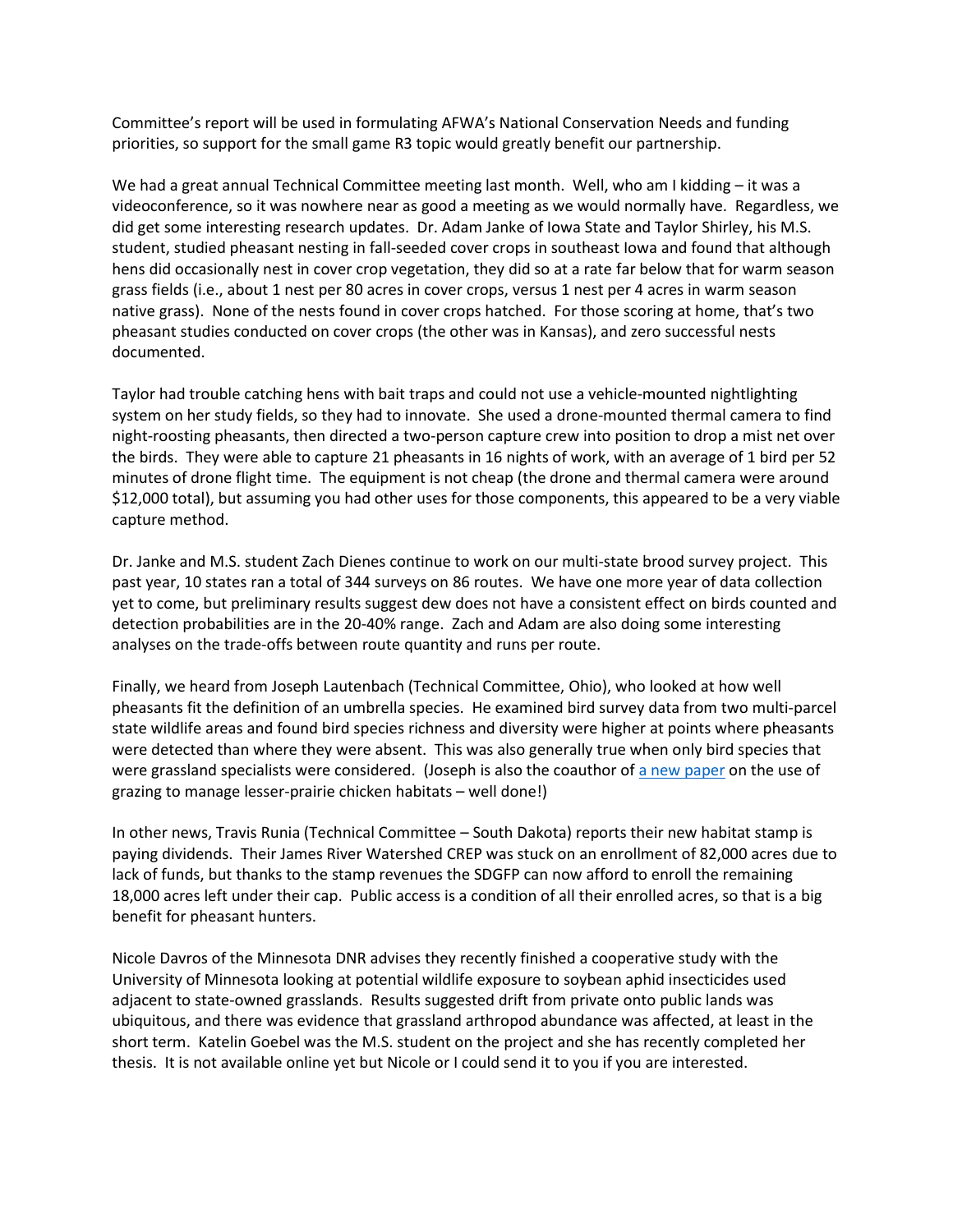Committee's report will be used in formulating AFWA's National Conservation Needs and funding priorities, so support for the small game R3 topic would greatly benefit our partnership.

We had a great annual Technical Committee meeting last month. Well, who am I kidding – it was a videoconference, so it was nowhere near as good a meeting as we would normally have. Regardless, we did get some interesting research updates. Dr. Adam Janke of Iowa State and Taylor Shirley, his M.S. student, studied pheasant nesting in fall-seeded cover crops in southeast Iowa and found that although hens did occasionally nest in cover crop vegetation, they did so at a rate far below that for warm season grass fields (i.e., about 1 nest per 80 acres in cover crops, versus 1 nest per 4 acres in warm season native grass). None of the nests found in cover crops hatched. For those scoring at home, that's two pheasant studies conducted on cover crops (the other was in Kansas), and zero successful nests documented.

Taylor had trouble catching hens with bait traps and could not use a vehicle-mounted nightlighting system on her study fields, so they had to innovate. She used a drone-mounted thermal camera to find night-roosting pheasants, then directed a two-person capture crew into position to drop a mist net over the birds. They were able to capture 21 pheasants in 16 nights of work, with an average of 1 bird per 52 minutes of drone flight time. The equipment is not cheap (the drone and thermal camera were around $12,000 total), but assuming you had other uses for those components, this appeared to be a very viable capture method.

Dr. Janke and M.S. student Zach Dienes continue to work on our multi-state brood survey project. This past year, 10 states ran a total of 344 surveys on 86 routes. We have one more year of data collection yet to come, but preliminary results suggest dew does not have a consistent effect on birds counted and detection probabilities are in the 20-40% range. Zach and Adam are also doing some interesting analyses on the trade-offs between route quantity and runs per route.

Finally, we heard from Joseph Lautenbach (Technical Committee, Ohio), who looked at how well pheasants fit the definition of an umbrella species. He examined bird survey data from two multi-parcel state wildlife areas and found bird species richness and diversity were higher at points where pheasants were detected than where they were absent. This was also generally true when only bird species that were grassland specialists were considered. (Joseph is also the coauthor of [a new paper] on the use of grazing to manage lesser-prairie chicken habitats – well done!)

In other news, Travis Runia (Technical Committee – South Dakota) reports their new habitat stamp is paying dividends. Their James River Watershed CREP was stuck on an enrollment of 82,000 acres due to lack of funds, but thanks to the stamp revenues the SDGFP can now afford to enroll the remaining 18,000 acres left under their cap. Public access is a condition of all their enrolled acres, so that is a big benefit for pheasant hunters.

Nicole Davros of the Minnesota DNR advises they recently finished a cooperative study with the University of Minnesota looking at potential wildlife exposure to soybean aphid insecticides used adjacent to state-owned grasslands. Results suggested drift from private onto public lands was ubiquitous, and there was evidence that grassland arthropod abundance was affected, at least in the short term. Katelin Goebel was the M.S. student on the project and she has recently completed her thesis. It is not available online yet but Nicole or I could send it to you if you are interested.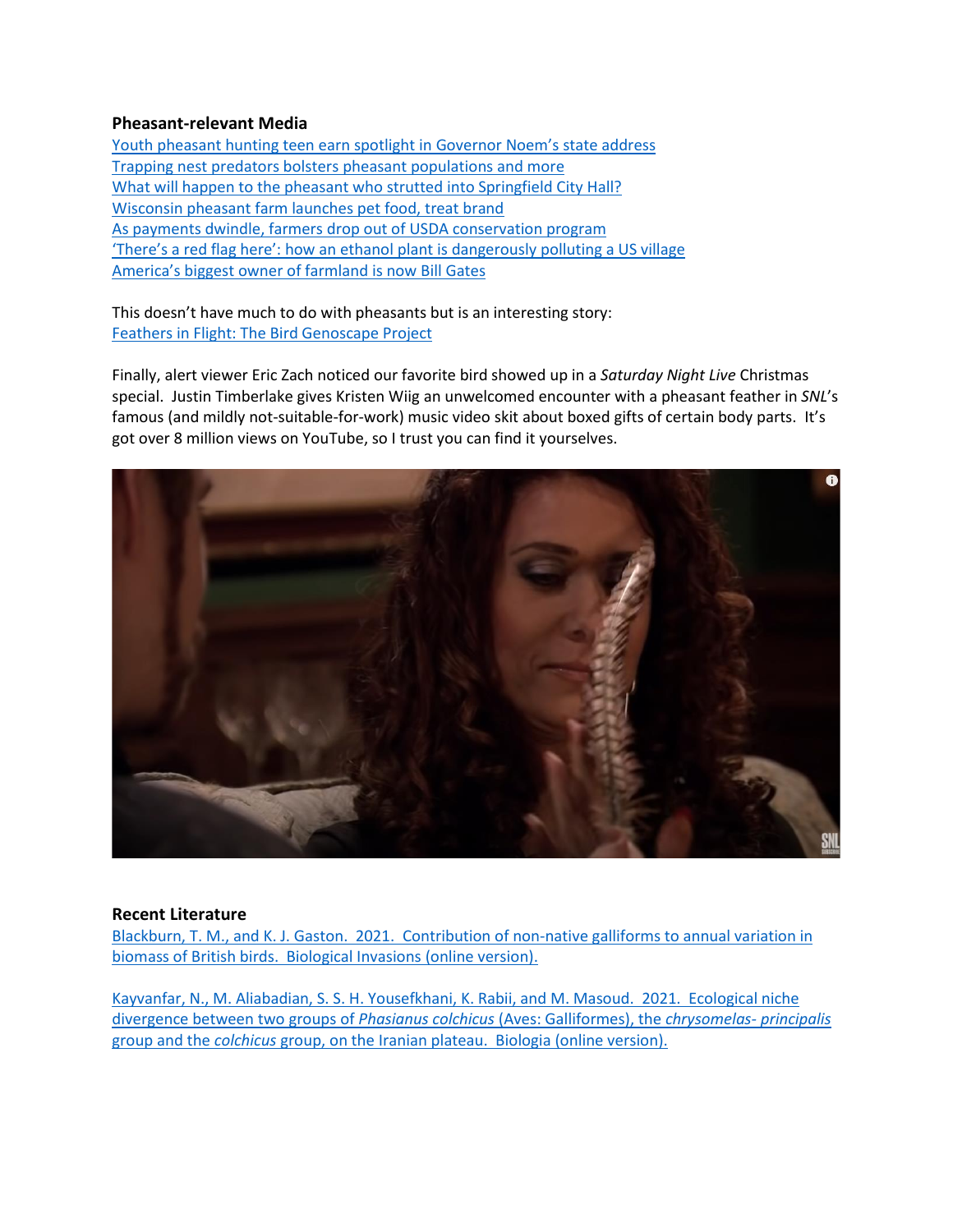**Pheasant-relevant Media**

Youth pheasant hunting teen earn spotlight in Governor Noem's state address
Trapping nest predators bolsters pheasant populations and more
What will happen to the pheasant who strutted into Springfield City Hall?
Wisconsin pheasant farm launches pet food, treat brand
As payments dwindle, farmers drop out of USDA conservation program
'There's a red flag here': how an ethanol plant is dangerously polluting a US village
America's biggest owner of farmland is now Bill Gates

This doesn't have much to do with pheasants but is an interesting story:
Feathers in Flight: The Bird Genoscape Project

Finally, alert viewer Eric Zach noticed our favorite bird showed up in a *Saturday Night Live* Christmas special. Justin Timberlake gives Kristen Wiig an unwelcomed encounter with a pheasant feather in *SNL*'s famous (and mildly not-suitable-for-work) music video skit about boxed gifts of certain body parts. It's got over 8 million views on YouTube, so I trust you can find it yourselves.

**Recent Literature**

Blackburn, T. M., and K. J. Gaston. 2021. Contribution of non-native galliforms to annual variation in biomass of British birds. Biological Invasions (online version).

Kayvanfar, N., M. Aliabadian, S. S. H. Yousefkhani, K. Rabii, and M. Masoud. 2021. Ecological niche divergence between two groups of *Phasianus colchicus* (Aves: Galliformes), the *chrysomelas- principalis* group and the *colchicus* group, on the Iranian plateau. Biologia (online version).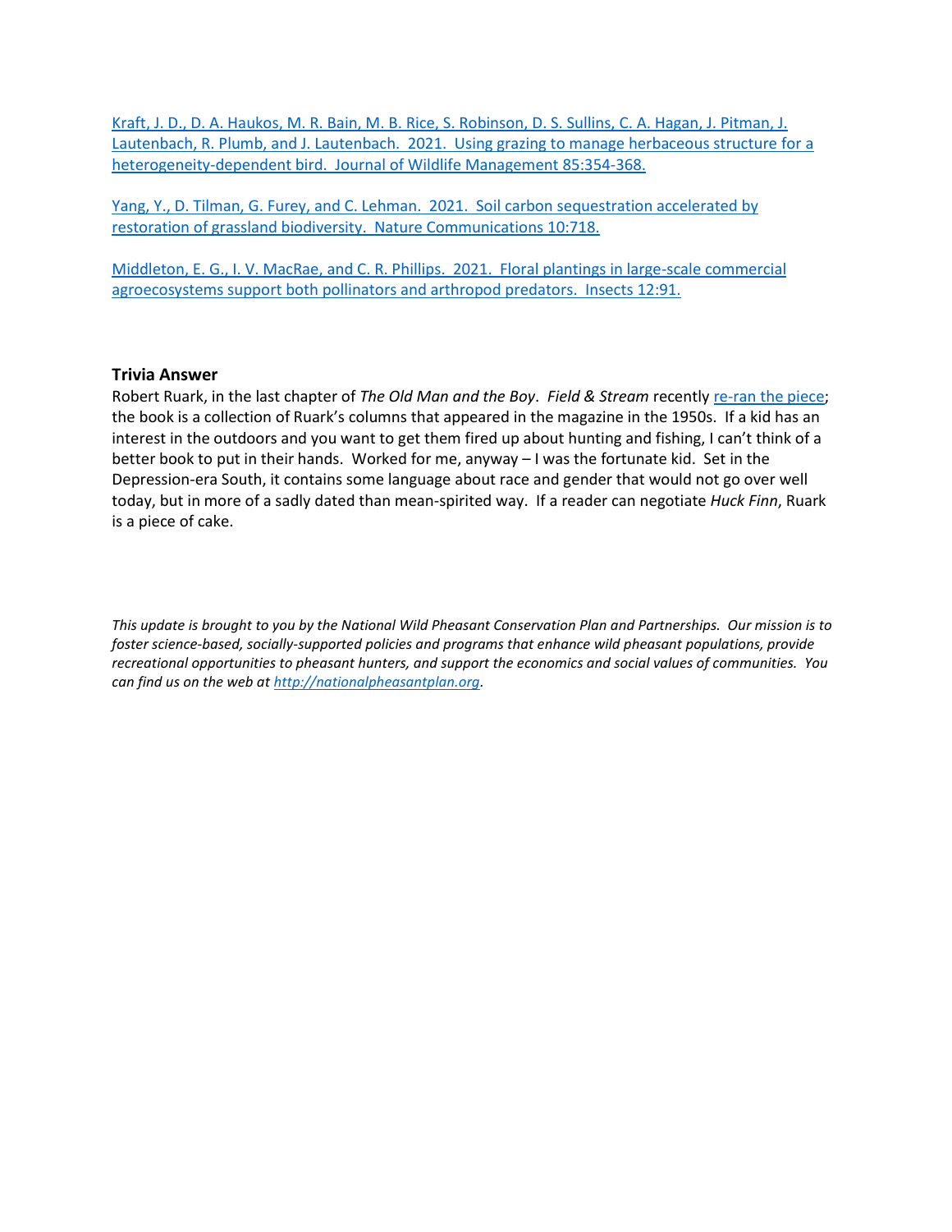Kraft, J. D., D. A. Haukos, M. R. Bain, M. B. Rice, S. Robinson, D. S. Sullins, C. A. Hagan, J. Pitman, J. Lautenbach, R. Plumb, and J. Lautenbach. 2021. Using grazing to manage herbaceous structure for a heterogeneity-dependent bird. Journal of Wildlife Management 85:354-368.

Yang, Y., D. Tilman, G. Furey, and C. Lehman. 2021. Soil carbon sequestration accelerated by restoration of grassland biodiversity. Nature Communications 10:718.

Middleton, E. G., I. V. MacRae, and C. R. Phillips. 2021. Floral plantings in large-scale commercial agroecosystems support both pollinators and arthropod predators. Insects 12:91.

### Trivia Answer

Robert Ruark, in the last chapter of *The Old Man and the Boy*. *Field & Stream* recently re-ran the piece; the book is a collection of Ruark's columns that appeared in the magazine in the 1950s. If a kid has an interest in the outdoors and you want to get them fired up about hunting and fishing, I can't think of a better book to put in their hands. Worked for me, anyway – I was the fortunate kid. Set in the Depression-era South, it contains some language about race and gender that would not go over well today, but in more of a sadly dated than mean-spirited way. If a reader can negotiate *Huck Finn*, Ruark is a piece of cake.

*This update is brought to you by the National Wild Pheasant Conservation Plan and Partnerships. Our mission is to foster science-based, socially-supported policies and programs that enhance wild pheasant populations, provide recreational opportunities to pheasant hunters, and support the economics and social values of communities. You can find us on the web at http://nationalpheasantplan.org.*